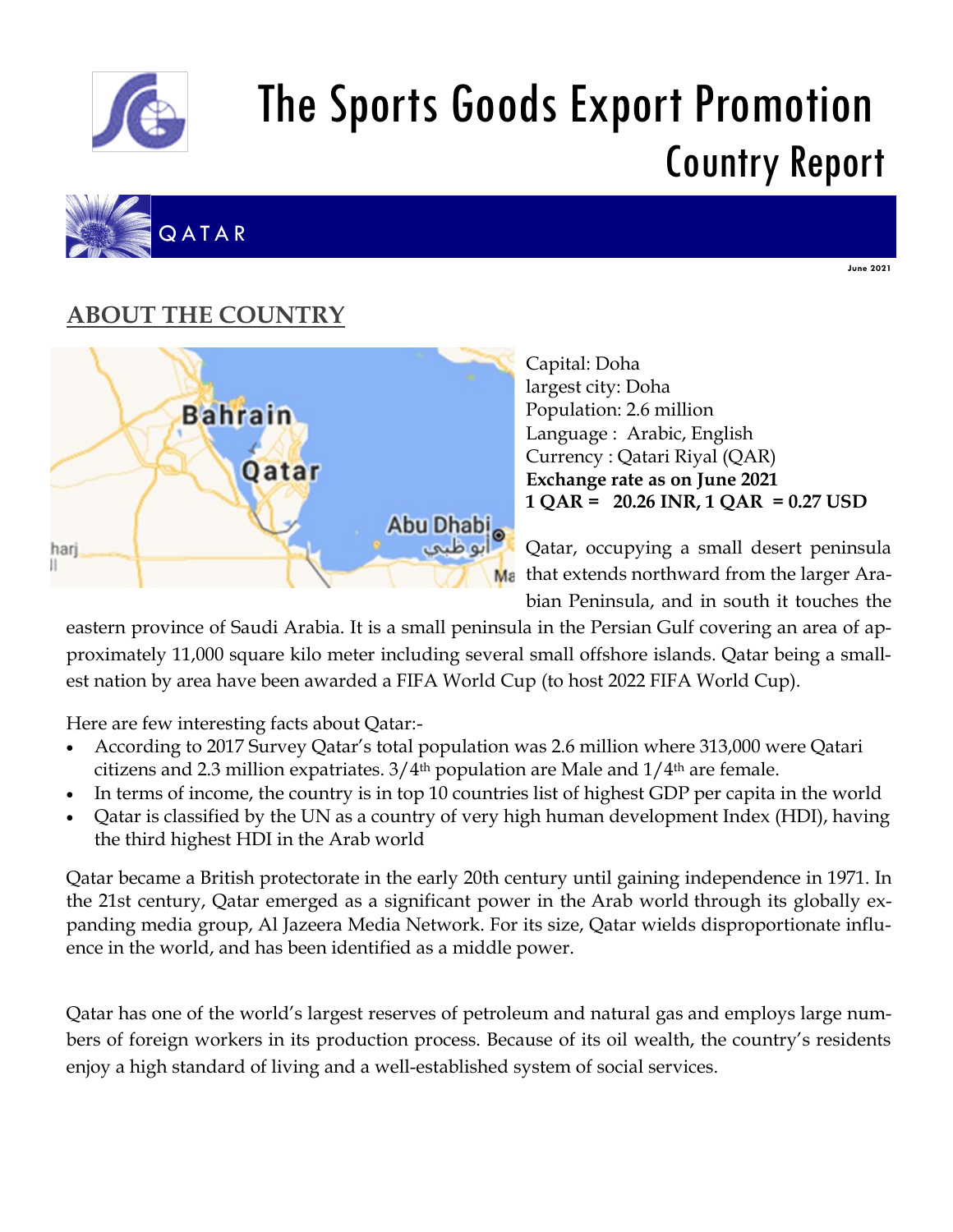# The Sports Goods Export Promotion

## Country Report

# QATAR

June 2021

## ABOUT THE COUNTRY

Capital: Doha
largest city: Doha
Population: 2.6 million
Language : Arabic, English
Currency : Qatari Riyal (QAR)
**Exchange rate as on June 2021**
**1 QAR = 20.26 INR, 1 QAR = 0.27 USD**

Qatar, occupying a small desert peninsula that extends northward from the larger Arabian Peninsula, and in south it touches the eastern province of Saudi Arabia. It is a small peninsula in the Persian Gulf covering an area of approximately 11,000 square kilo meter including several small offshore islands. Qatar being a smallest nation by area have been awarded a FIFA World Cup (to host 2022 FIFA World Cup).

Here are few interesting facts about Qatar:-

- According to 2017 Survey Qatar's total population was 2.6 million where 313,000 were Qatari citizens and 2.3 million expatriates. 3/4th population are Male and 1/4th are female.
- In terms of income, the country is in top 10 countries list of highest GDP per capita in the world
- Qatar is classified by the UN as a country of very high human development Index (HDI), having the third highest HDI in the Arab world

Qatar became a British protectorate in the early 20th century until gaining independence in 1971. In the 21st century, Qatar emerged as a significant power in the Arab world through its globally expanding media group, Al Jazeera Media Network. For its size, Qatar wields disproportionate influence in the world, and has been identified as a middle power.

Qatar has one of the world's largest reserves of petroleum and natural gas and employs large numbers of foreign workers in its production process. Because of its oil wealth, the country's residents enjoy a high standard of living and a well-established system of social services.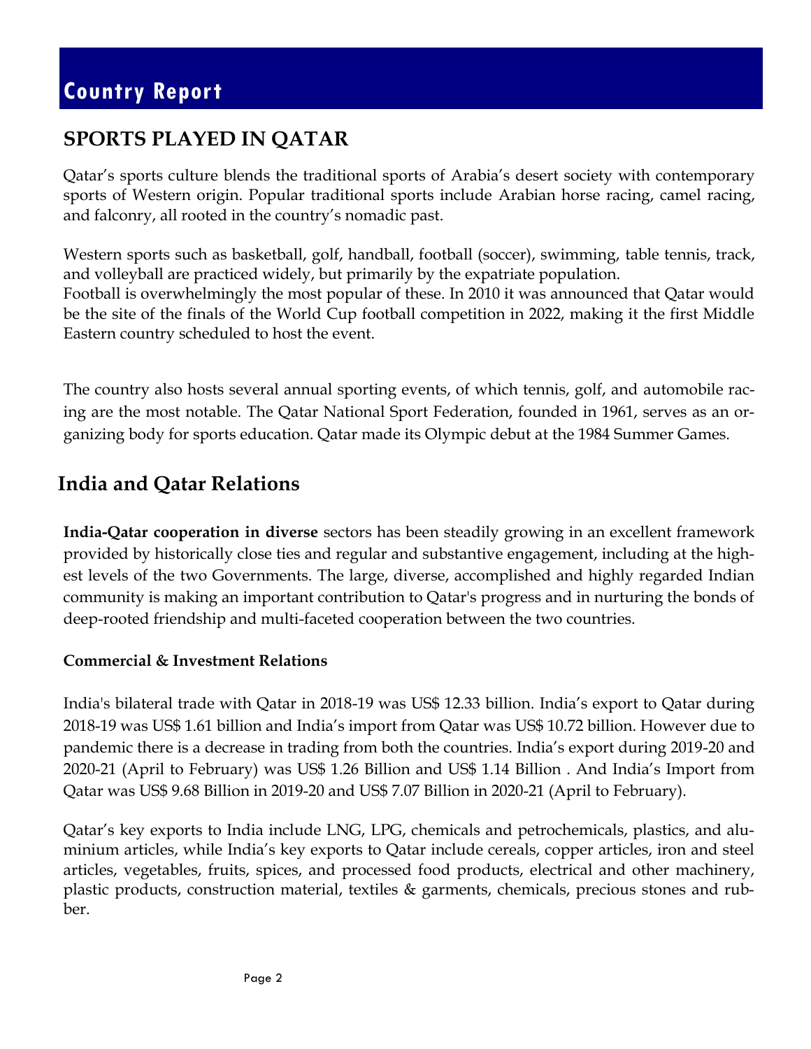# Country Report

## SPORTS PLAYED IN QATAR

Qatar's sports culture blends the traditional sports of Arabia's desert society with contemporary sports of Western origin. Popular traditional sports include Arabian horse racing, camel racing, and falconry, all rooted in the country's nomadic past.

Western sports such as basketball, golf, handball, football (soccer), swimming, table tennis, track, and volleyball are practiced widely, but primarily by the expatriate population.
Football is overwhelmingly the most popular of these. In 2010 it was announced that Qatar would be the site of the finals of the World Cup football competition in 2022, making it the first Middle Eastern country scheduled to host the event.

The country also hosts several annual sporting events, of which tennis, golf, and automobile racing are the most notable. The Qatar National Sport Federation, founded in 1961, serves as an organizing body for sports education. Qatar made its Olympic debut at the 1984 Summer Games.

## India and Qatar Relations

**India-Qatar cooperation in diverse** sectors has been steadily growing in an excellent framework provided by historically close ties and regular and substantive engagement, including at the highest levels of the two Governments. The large, diverse, accomplished and highly regarded Indian community is making an important contribution to Qatar's progress and in nurturing the bonds of deep-rooted friendship and multi-faceted cooperation between the two countries.

### Commercial & Investment Relations

India's bilateral trade with Qatar in 2018-19 was US$ 12.33 billion. India's export to Qatar during 2018-19 was US$ 1.61 billion and India's import from Qatar was US$ 10.72 billion. However due to pandemic there is a decrease in trading from both the countries. India's export during 2019-20 and 2020-21 (April to February) was US$ 1.26 Billion and US$ 1.14 Billion . And India's Import from Qatar was US$ 9.68 Billion in 2019-20 and US$ 7.07 Billion in 2020-21 (April to February).

Qatar's key exports to India include LNG, LPG, chemicals and petrochemicals, plastics, and aluminium articles, while India's key exports to Qatar include cereals, copper articles, iron and steel articles, vegetables, fruits, spices, and processed food products, electrical and other machinery, plastic products, construction material, textiles & garments, chemicals, precious stones and rubber.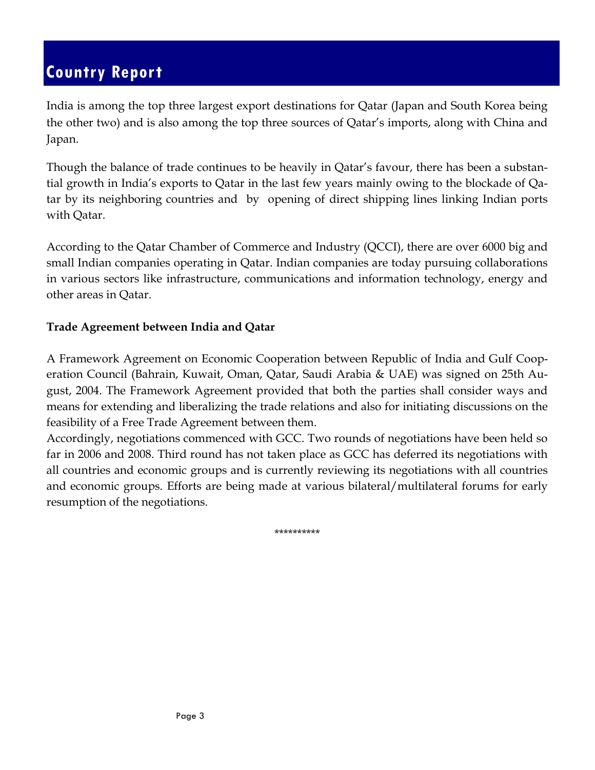# Country Report

India is among the top three largest export destinations for Qatar (Japan and South Korea being the other two) and is also among the top three sources of Qatar's imports, along with China and Japan.

Though the balance of trade continues to be heavily in Qatar's favour, there has been a substantial growth in India's exports to Qatar in the last few years mainly owing to the blockade of Qatar by its neighboring countries and by opening of direct shipping lines linking Indian ports with Qatar.

According to the Qatar Chamber of Commerce and Industry (QCCI), there are over 6000 big and small Indian companies operating in Qatar. Indian companies are today pursuing collaborations in various sectors like infrastructure, communications and information technology, energy and other areas in Qatar.

**Trade Agreement between India and Qatar**

A Framework Agreement on Economic Cooperation between Republic of India and Gulf Cooperation Council (Bahrain, Kuwait, Oman, Qatar, Saudi Arabia & UAE) was signed on 25th August, 2004. The Framework Agreement provided that both the parties shall consider ways and means for extending and liberalizing the trade relations and also for initiating discussions on the feasibility of a Free Trade Agreement between them.

Accordingly, negotiations commenced with GCC. Two rounds of negotiations have been held so far in 2006 and 2008. Third round has not taken place as GCC has deferred its negotiations with all countries and economic groups and is currently reviewing its negotiations with all countries and economic groups. Efforts are being made at various bilateral/multilateral forums for early resumption of the negotiations.

**********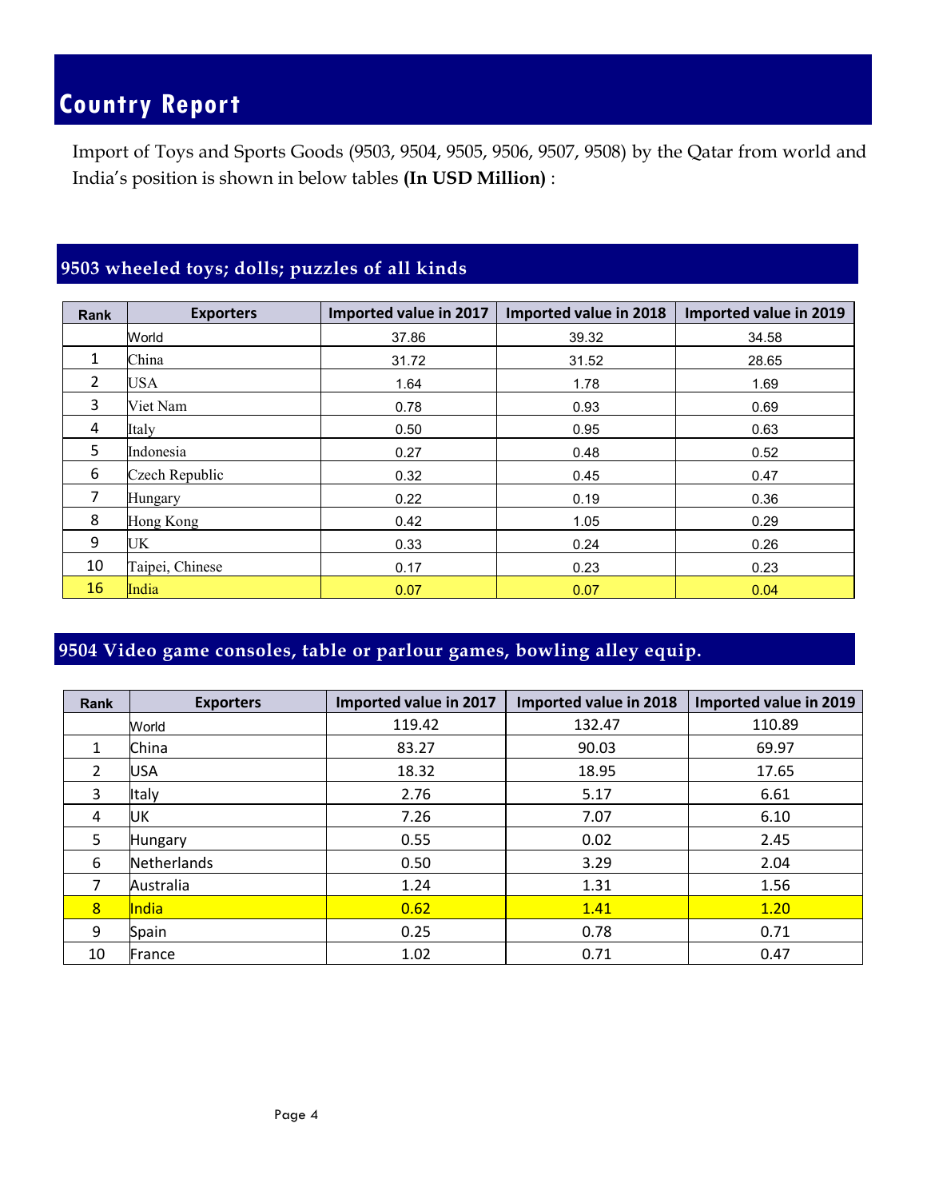# Country Report

Import of Toys and Sports Goods (9503, 9504, 9505, 9506, 9507, 9508) by the Qatar from world and India's position is shown in below tables **(In USD Million)** :

## 9503 wheeled toys; dolls; puzzles of all kinds

| Rank | Exporters | Imported value in 2017 | Imported value in 2018 | Imported value in 2019 |
|---|---|---|---|---|
| | World | 37.86 | 39.32 | 34.58 |
| 1 | China | 31.72 | 31.52 | 28.65 |
| 2 | USA | 1.64 | 1.78 | 1.69 |
| 3 | Viet Nam | 0.78 | 0.93 | 0.69 |
| 4 | Italy | 0.50 | 0.95 | 0.63 |
| 5 | Indonesia | 0.27 | 0.48 | 0.52 |
| 6 | Czech Republic | 0.32 | 0.45 | 0.47 |
| 7 | Hungary | 0.22 | 0.19 | 0.36 |
| 8 | Hong Kong | 0.42 | 1.05 | 0.29 |
| 9 | UK | 0.33 | 0.24 | 0.26 |
| 10 | Taipei, Chinese | 0.17 | 0.23 | 0.23 |
| 16 | India | 0.07 | 0.07 | 0.04 |

## 9504 Video game consoles, table or parlour games, bowling alley equip.

| Rank | Exporters | Imported value in 2017 | Imported value in 2018 | Imported value in 2019 |
|---|---|---|---|---|
| | World | 119.42 | 132.47 | 110.89 |
| 1 | China | 83.27 | 90.03 | 69.97 |
| 2 | USA | 18.32 | 18.95 | 17.65 |
| 3 | Italy | 2.76 | 5.17 | 6.61 |
| 4 | UK | 7.26 | 7.07 | 6.10 |
| 5 | Hungary | 0.55 | 0.02 | 2.45 |
| 6 | Netherlands | 0.50 | 3.29 | 2.04 |
| 7 | Australia | 1.24 | 1.31 | 1.56 |
| 8 | India | 0.62 | 1.41 | 1.20 |
| 9 | Spain | 0.25 | 0.78 | 0.71 |
| 10 | France | 1.02 | 0.71 | 0.47 |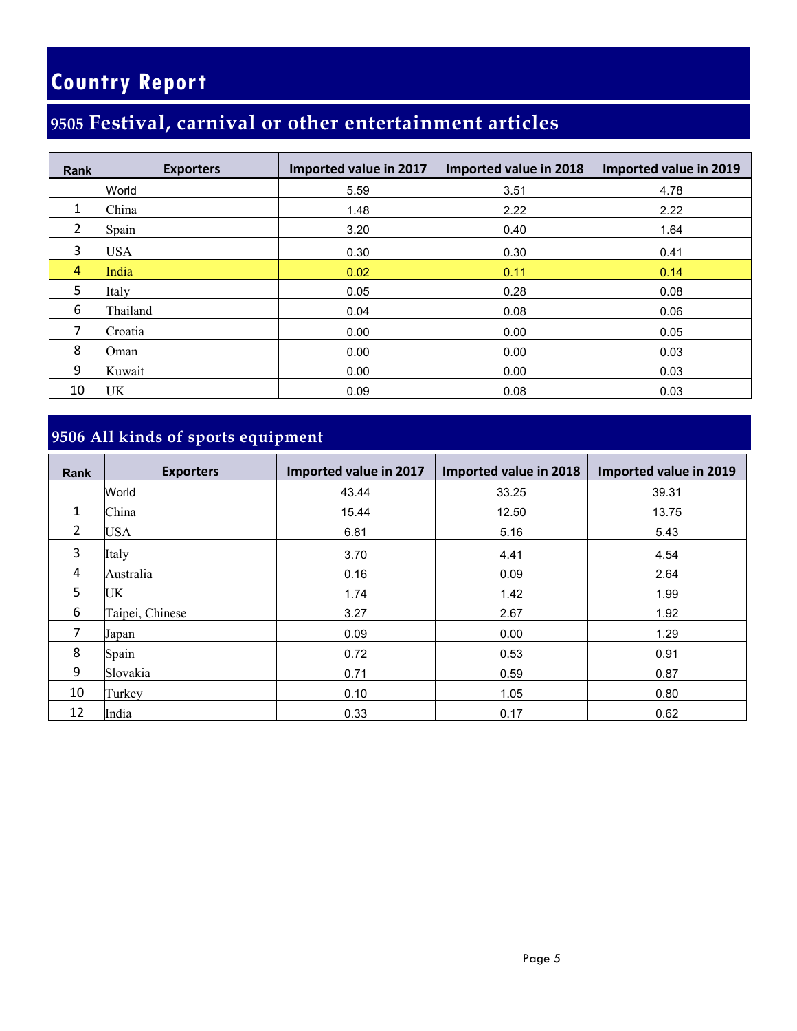# Country Report

## 9505 Festival, carnival or other entertainment articles

| Rank | Exporters | Imported value in 2017 | Imported value in 2018 | Imported value in 2019 |
|---|---|---|---|---|
| | World | 5.59 | 3.51 | 4.78 |
| 1 | China | 1.48 | 2.22 | 2.22 |
| 2 | Spain | 3.20 | 0.40 | 1.64 |
| 3 | USA | 0.30 | 0.30 | 0.41 |
| 4 | India | 0.02 | 0.11 | 0.14 |
| 5 | Italy | 0.05 | 0.28 | 0.08 |
| 6 | Thailand | 0.04 | 0.08 | 0.06 |
| 7 | Croatia | 0.00 | 0.00 | 0.05 |
| 8 | Oman | 0.00 | 0.00 | 0.03 |
| 9 | Kuwait | 0.00 | 0.00 | 0.03 |
| 10 | UK | 0.09 | 0.08 | 0.03 |

## 9506 All kinds of sports equipment

| Rank | Exporters | Imported value in 2017 | Imported value in 2018 | Imported value in 2019 |
|---|---|---|---|---|
| | World | 43.44 | 33.25 | 39.31 |
| 1 | China | 15.44 | 12.50 | 13.75 |
| 2 | USA | 6.81 | 5.16 | 5.43 |
| 3 | Italy | 3.70 | 4.41 | 4.54 |
| 4 | Australia | 0.16 | 0.09 | 2.64 |
| 5 | UK | 1.74 | 1.42 | 1.99 |
| 6 | Taipei, Chinese | 3.27 | 2.67 | 1.92 |
| 7 | Japan | 0.09 | 0.00 | 1.29 |
| 8 | Spain | 0.72 | 0.53 | 0.91 |
| 9 | Slovakia | 0.71 | 0.59 | 0.87 |
| 10 | Turkey | 0.10 | 1.05 | 0.80 |
| 12 | India | 0.33 | 0.17 | 0.62 |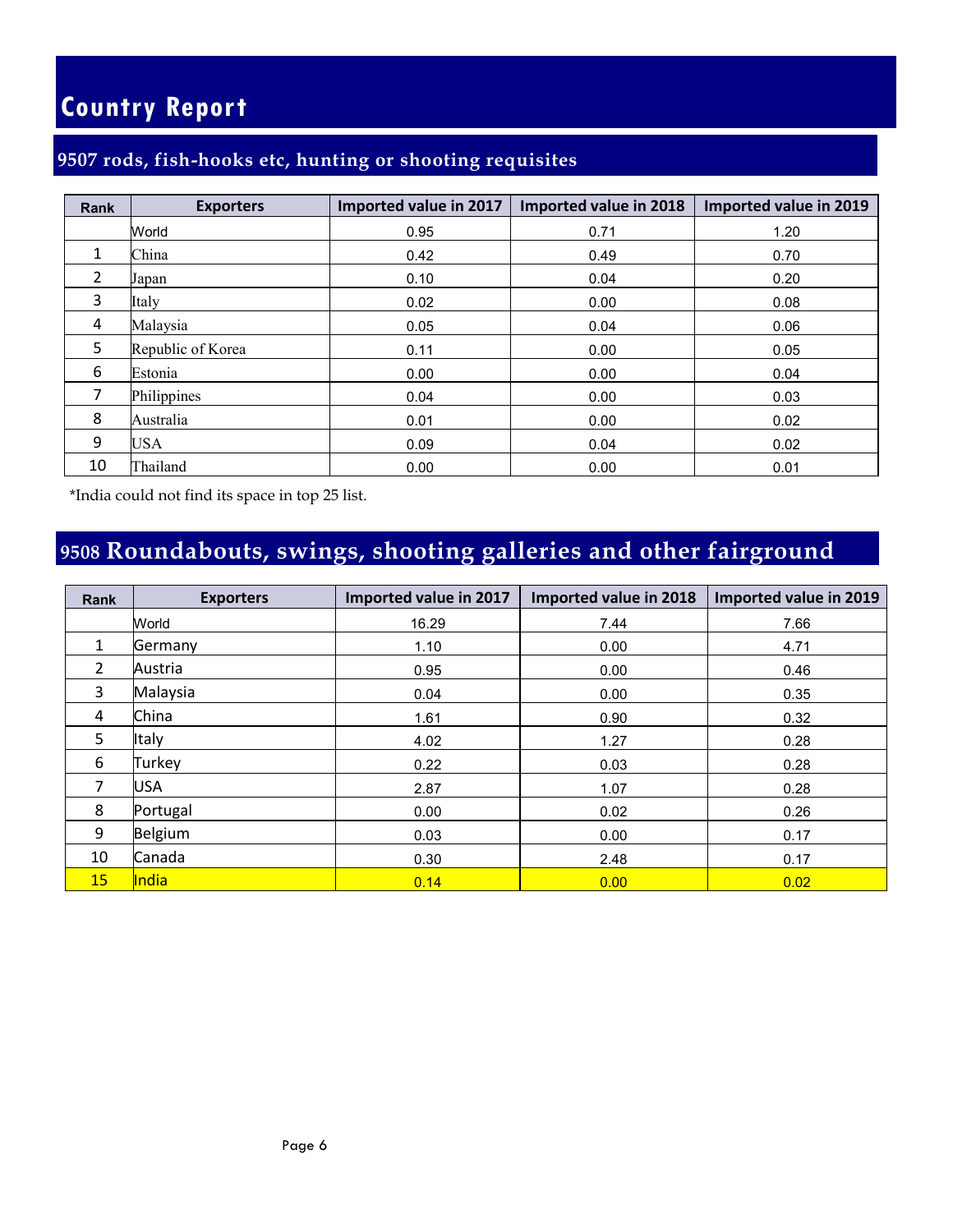# Country Report

## 9507 rods, fish-hooks etc, hunting or shooting requisites

| Rank | Exporters | Imported value in 2017 | Imported value in 2018 | Imported value in 2019 |
|---|---|---|---|---|
| | World | 0.95 | 0.71 | 1.20 |
| 1 | China | 0.42 | 0.49 | 0.70 |
| 2 | Japan | 0.10 | 0.04 | 0.20 |
| 3 | Italy | 0.02 | 0.00 | 0.08 |
| 4 | Malaysia | 0.05 | 0.04 | 0.06 |
| 5 | Republic of Korea | 0.11 | 0.00 | 0.05 |
| 6 | Estonia | 0.00 | 0.00 | 0.04 |
| 7 | Philippines | 0.04 | 0.00 | 0.03 |
| 8 | Australia | 0.01 | 0.00 | 0.02 |
| 9 | USA | 0.09 | 0.04 | 0.02 |
| 10 | Thailand | 0.00 | 0.00 | 0.01 |

*India could not find its space in top 25 list.

## 9508 Roundabouts, swings, shooting galleries and other fairground

| Rank | Exporters | Imported value in 2017 | Imported value in 2018 | Imported value in 2019 |
|---|---|---|---|---|
| | World | 16.29 | 7.44 | 7.66 |
| 1 | Germany | 1.10 | 0.00 | 4.71 |
| 2 | Austria | 0.95 | 0.00 | 0.46 |
| 3 | Malaysia | 0.04 | 0.00 | 0.35 |
| 4 | China | 1.61 | 0.90 | 0.32 |
| 5 | Italy | 4.02 | 1.27 | 0.28 |
| 6 | Turkey | 0.22 | 0.03 | 0.28 |
| 7 | USA | 2.87 | 1.07 | 0.28 |
| 8 | Portugal | 0.00 | 0.02 | 0.26 |
| 9 | Belgium | 0.03 | 0.00 | 0.17 |
| 10 | Canada | 0.30 | 2.48 | 0.17 |
| 15 | India | 0.14 | 0.00 | 0.02 |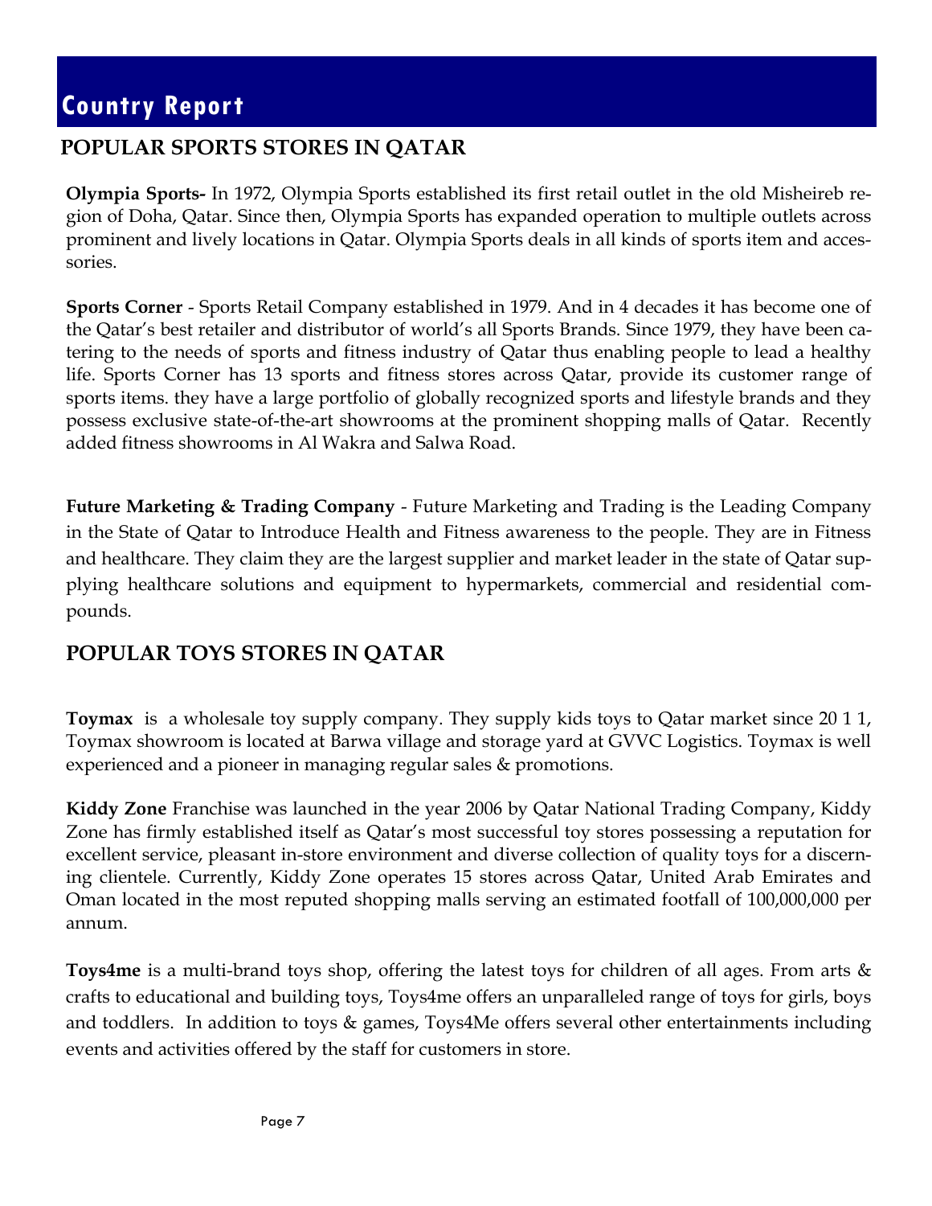# Country Report

## POPULAR SPORTS STORES IN QATAR

**Olympia Sports-** In 1972, Olympia Sports established its first retail outlet in the old Misheireb region of Doha, Qatar. Since then, Olympia Sports has expanded operation to multiple outlets across prominent and lively locations in Qatar. Olympia Sports deals in all kinds of sports item and accessories.

**Sports Corner** - Sports Retail Company established in 1979. And in 4 decades it has become one of the Qatar's best retailer and distributor of world's all Sports Brands. Since 1979, they have been catering to the needs of sports and fitness industry of Qatar thus enabling people to lead a healthy life. Sports Corner has 13 sports and fitness stores across Qatar, provide its customer range of sports items. they have a large portfolio of globally recognized sports and lifestyle brands and they possess exclusive state-of-the-art showrooms at the prominent shopping malls of Qatar. Recently added fitness showrooms in Al Wakra and Salwa Road.

**Future Marketing & Trading Company** - Future Marketing and Trading is the Leading Company in the State of Qatar to Introduce Health and Fitness awareness to the people. They are in Fitness and healthcare. They claim they are the largest supplier and market leader in the state of Qatar supplying healthcare solutions and equipment to hypermarkets, commercial and residential compounds.

## POPULAR TOYS STORES IN QATAR

**Toymax** is a wholesale toy supply company. They supply kids toys to Qatar market since 20 1 1, Toymax showroom is located at Barwa village and storage yard at GVVC Logistics. Toymax is well experienced and a pioneer in managing regular sales & promotions.

**Kiddy Zone** Franchise was launched in the year 2006 by Qatar National Trading Company, Kiddy Zone has firmly established itself as Qatar's most successful toy stores possessing a reputation for excellent service, pleasant in-store environment and diverse collection of quality toys for a discerning clientele. Currently, Kiddy Zone operates 15 stores across Qatar, United Arab Emirates and Oman located in the most reputed shopping malls serving an estimated footfall of 100,000,000 per annum.

**Toys4me** is a multi-brand toys shop, offering the latest toys for children of all ages. From arts & crafts to educational and building toys, Toys4me offers an unparalleled range of toys for girls, boys and toddlers. In addition to toys & games, Toys4Me offers several other entertainments including events and activities offered by the staff for customers in store.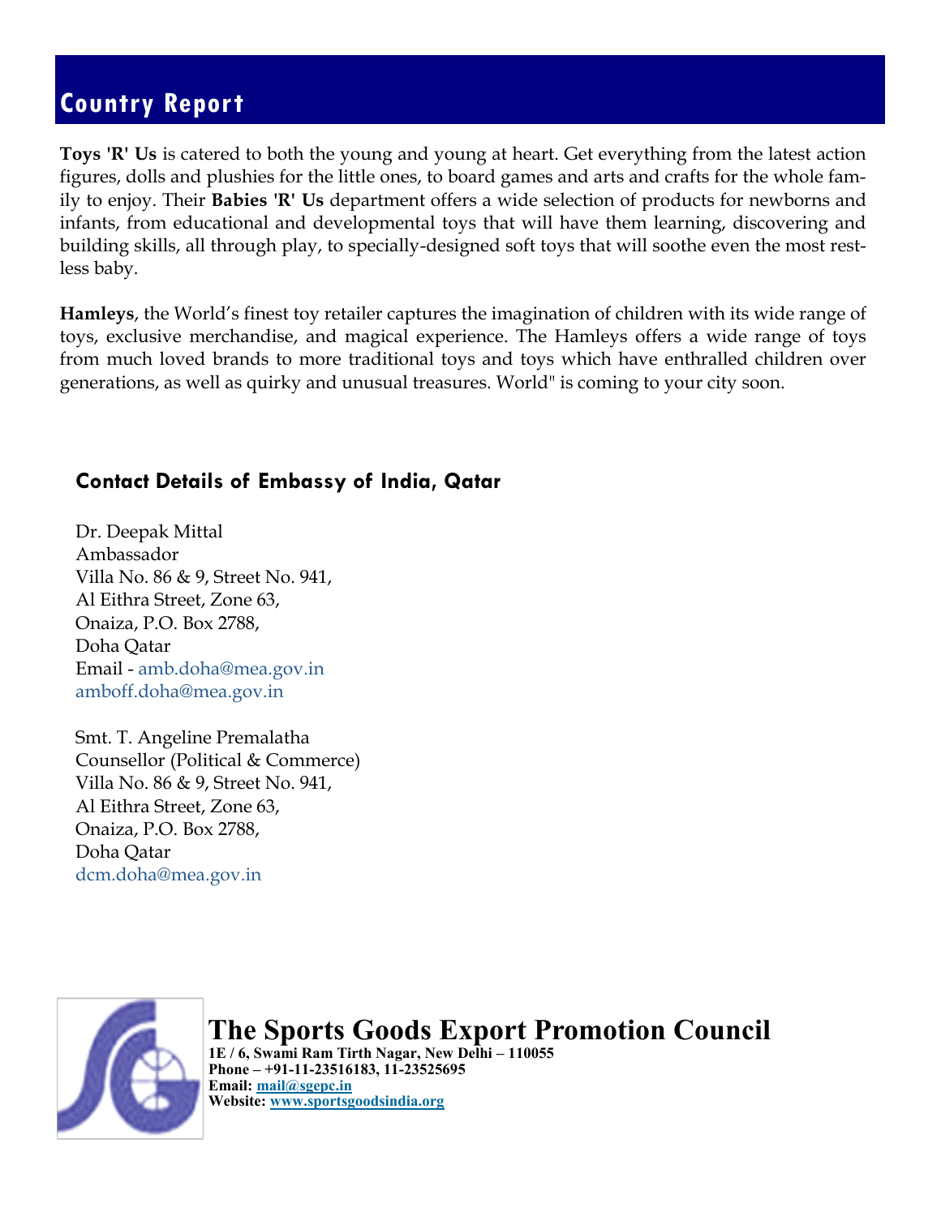# Country Report

**Toys 'R' Us** is catered to both the young and young at heart. Get everything from the latest action figures, dolls and plushies for the little ones, to board games and arts and crafts for the whole family to enjoy. Their **Babies 'R' Us** department offers a wide selection of products for newborns and infants, from educational and developmental toys that will have them learning, discovering and building skills, all through play, to specially-designed soft toys that will soothe even the most restless baby.

**Hamleys**, the World's finest toy retailer captures the imagination of children with its wide range of toys, exclusive merchandise, and magical experience. The Hamleys offers a wide range of toys from much loved brands to more traditional toys and toys which have enthralled children over generations, as well as quirky and unusual treasures. World" is coming to your city soon.

## Contact Details of Embassy of India, Qatar

Dr. Deepak Mittal
Ambassador
Villa No. 86 & 9, Street No. 941,
Al Eithra Street, Zone 63,
Onaiza, P.O. Box 2788,
Doha Qatar
Email - amb.doha@mea.gov.in
amboff.doha@mea.gov.in

Smt. T. Angeline Premalatha
Counsellor (Political & Commerce)
Villa No. 86 & 9, Street No. 941,
Al Eithra Street, Zone 63,
Onaiza, P.O. Box 2788,
Doha Qatar
dcm.doha@mea.gov.in

## The Sports Goods Export Promotion Council

**1E / 6, Swami Ram Tirth Nagar, New Delhi – 110055**
**Phone – +91-11-23516183, 11-23525695**
**Email: mail@sgepc.in**
**Website: www.sportsgoodsindia.org**